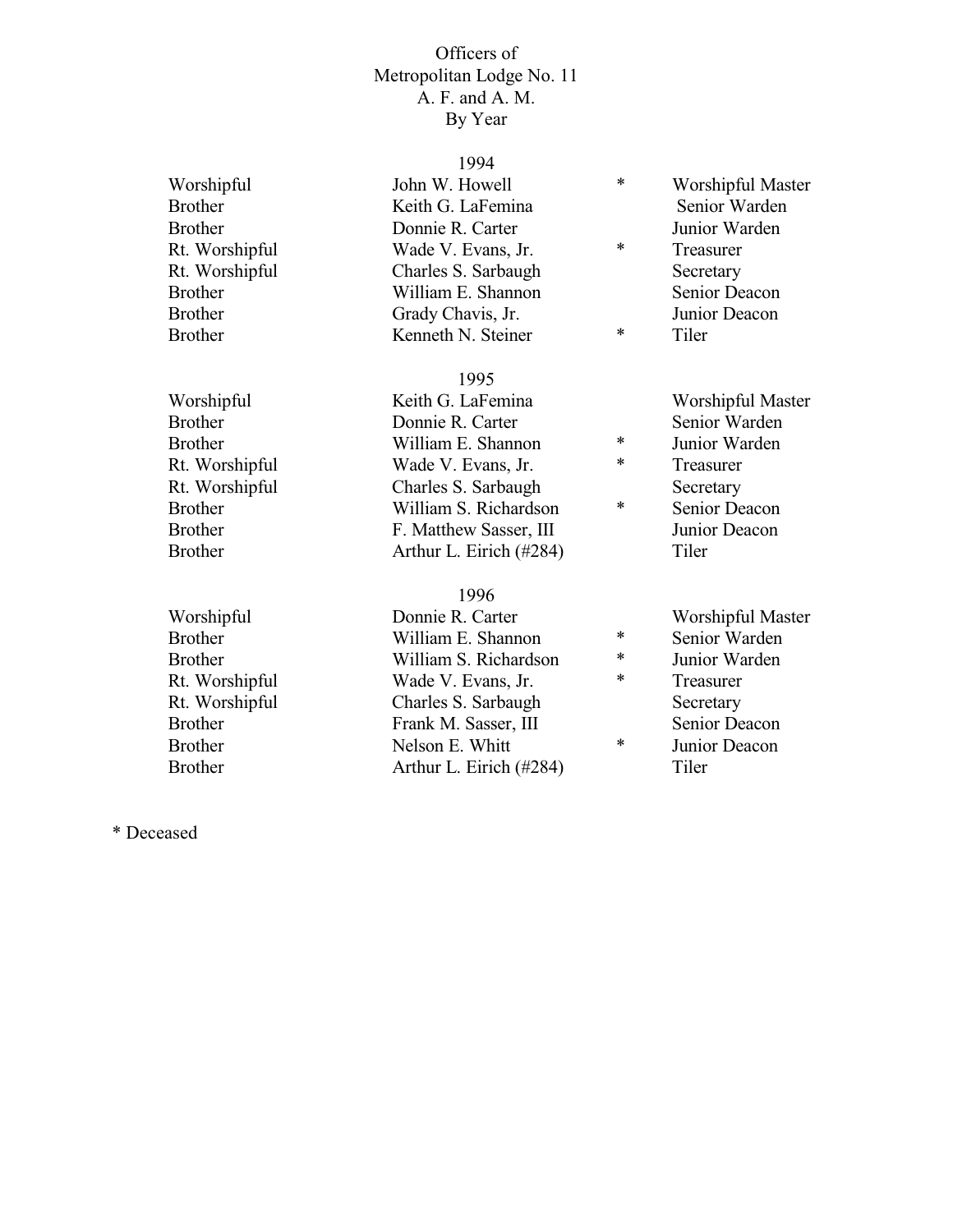# Officers of Metropolitan Lodge No. 11 A. F. and A. M. By Year

## 1994

| | | | |
|---|---|---|---|
| Worshipful | John W. Howell | * | Worshipful Master |
| Brother | Keith G. LaFemina | | Senior Warden |
| Brother | Donnie R. Carter | | Junior Warden |
| Rt. Worshipful | Wade V. Evans, Jr. | * | Treasurer |
| Rt. Worshipful | Charles S. Sarbaugh | | Secretary |
| Brother | William E. Shannon | | Senior Deacon |
| Brother | Grady Chavis, Jr. | | Junior Deacon |
| Brother | Kenneth N. Steiner | * | Tiler |

## 1995

| | | | |
|---|---|---|---|
| Worshipful | Keith G. LaFemina | | Worshipful Master |
| Brother | Donnie R. Carter | | Senior Warden |
| Brother | William E. Shannon | * | Junior Warden |
| Rt. Worshipful | Wade V. Evans, Jr. | * | Treasurer |
| Rt. Worshipful | Charles S. Sarbaugh | | Secretary |
| Brother | William S. Richardson | * | Senior Deacon |
| Brother | F. Matthew Sasser, III | | Junior Deacon |
| Brother | Arthur L. Eirich (#284) | | Tiler |

## 1996

| | | | |
|---|---|---|---|
| Worshipful | Donnie R. Carter | | Worshipful Master |
| Brother | William E. Shannon | * | Senior Warden |
| Brother | William S. Richardson | * | Junior Warden |
| Rt. Worshipful | Wade V. Evans, Jr. | * | Treasurer |
| Rt. Worshipful | Charles S. Sarbaugh | | Secretary |
| Brother | Frank M. Sasser, III | | Senior Deacon |
| Brother | Nelson E. Whitt | * | Junior Deacon |
| Brother | Arthur L. Eirich (#284) | | Tiler |

* Deceased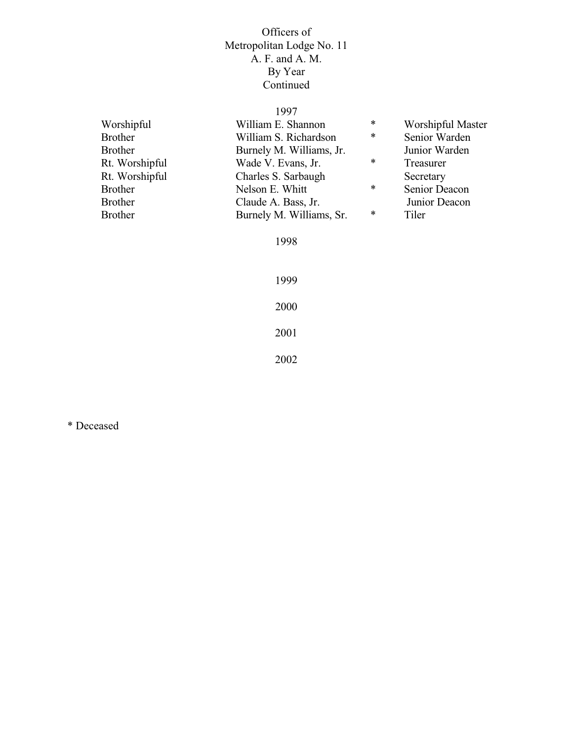# Officers of Metropolitan Lodge No. 11 A. F. and A. M. By Year Continued

## 1997

| Title | Name | | Office |
|---|---|---|---|
| Worshipful | William E. Shannon | * | Worshipful Master |
| Brother | William S. Richardson | * | Senior Warden |
| Brother | Burnely M. Williams, Jr. | | Junior Warden |
| Rt. Worshipful | Wade V. Evans, Jr. | * | Treasurer |
| Rt. Worshipful | Charles S. Sarbaugh | | Secretary |
| Brother | Nelson E. Whitt | * | Senior Deacon |
| Brother | Claude A. Bass, Jr. | | Junior Deacon |
| Brother | Burnely M. Williams, Sr. | * | Tiler |

## 1998

## 1999

## 2000

## 2001

## 2002

\* Deceased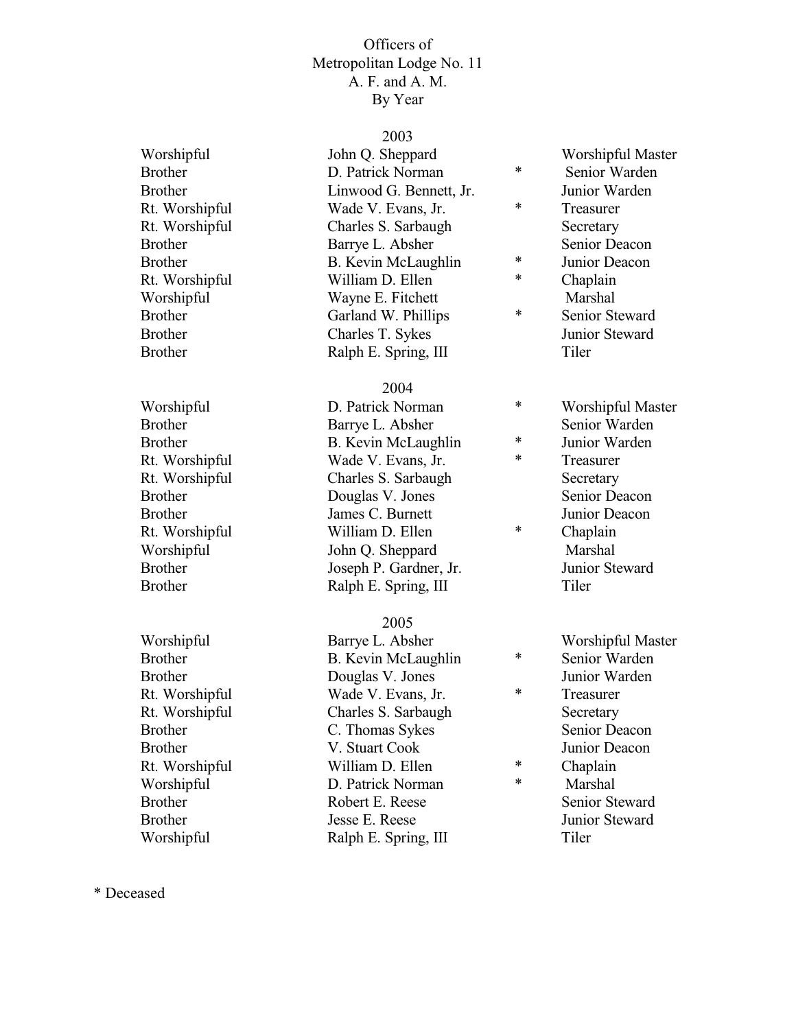Officers of
Metropolitan Lodge No. 11
A. F. and A. M.
By Year

**2003**

| | | | |
|---|---|---|---|
| Worshipful | John Q. Sheppard | | Worshipful Master |
| Brother | D. Patrick Norman | * | Senior Warden |
| Brother | Linwood G. Bennett, Jr. | | Junior Warden |
| Rt. Worshipful | Wade V. Evans, Jr. | * | Treasurer |
| Rt. Worshipful | Charles S. Sarbaugh | | Secretary |
| Brother | Barrye L. Absher | | Senior Deacon |
| Brother | B. Kevin McLaughlin | * | Junior Deacon |
| Rt. Worshipful | William D. Ellen | * | Chaplain |
| Worshipful | Wayne E. Fitchett | | Marshal |
| Brother | Garland W. Phillips | * | Senior Steward |
| Brother | Charles T. Sykes | | Junior Steward |
| Brother | Ralph E. Spring, III | | Tiler |

**2004**

| | | | |
|---|---|---|---|
| Worshipful | D. Patrick Norman | * | Worshipful Master |
| Brother | Barrye L. Absher | | Senior Warden |
| Brother | B. Kevin McLaughlin | * | Junior Warden |
| Rt. Worshipful | Wade V. Evans, Jr. | * | Treasurer |
| Rt. Worshipful | Charles S. Sarbaugh | | Secretary |
| Brother | Douglas V. Jones | | Senior Deacon |
| Brother | James C. Burnett | | Junior Deacon |
| Rt. Worshipful | William D. Ellen | * | Chaplain |
| Worshipful | John Q. Sheppard | | Marshal |
| Brother | Joseph P. Gardner, Jr. | | Junior Steward |
| Brother | Ralph E. Spring, III | | Tiler |

**2005**

| | | | |
|---|---|---|---|
| Worshipful | Barrye L. Absher | | Worshipful Master |
| Brother | B. Kevin McLaughlin | * | Senior Warden |
| Brother | Douglas V. Jones | | Junior Warden |
| Rt. Worshipful | Wade V. Evans, Jr. | * | Treasurer |
| Rt. Worshipful | Charles S. Sarbaugh | | Secretary |
| Brother | C. Thomas Sykes | | Senior Deacon |
| Brother | V. Stuart Cook | | Junior Deacon |
| Rt. Worshipful | William D. Ellen | * | Chaplain |
| Worshipful | D. Patrick Norman | * | Marshal |
| Brother | Robert E. Reese | | Senior Steward |
| Brother | Jesse E. Reese | | Junior Steward |
| Worshipful | Ralph E. Spring, III | | Tiler |

* Deceased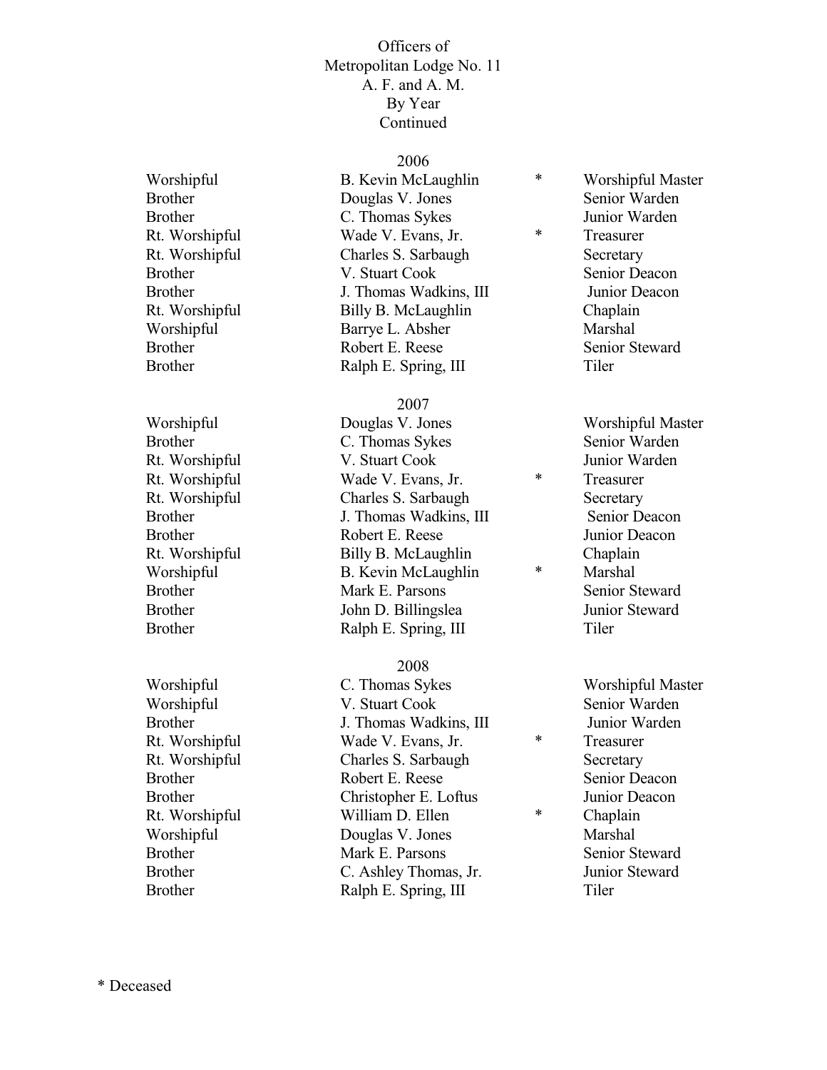# Officers of Metropolitan Lodge No. 11 A. F. and A. M. By Year Continued

## 2006

| | | | |
|---|---|---|---|
| Worshipful | B. Kevin McLaughlin | * | Worshipful Master |
| Brother | Douglas V. Jones | | Senior Warden |
| Brother | C. Thomas Sykes | | Junior Warden |
| Rt. Worshipful | Wade V. Evans, Jr. | * | Treasurer |
| Rt. Worshipful | Charles S. Sarbaugh | | Secretary |
| Brother | V. Stuart Cook | | Senior Deacon |
| Brother | J. Thomas Wadkins, III | | Junior Deacon |
| Rt. Worshipful | Billy B. McLaughlin | | Chaplain |
| Worshipful | Barrye L. Absher | | Marshal |
| Brother | Robert E. Reese | | Senior Steward |
| Brother | Ralph E. Spring, III | | Tiler |

## 2007

| | | | |
|---|---|---|---|
| Worshipful | Douglas V. Jones | | Worshipful Master |
| Brother | C. Thomas Sykes | | Senior Warden |
| Rt. Worshipful | V. Stuart Cook | | Junior Warden |
| Rt. Worshipful | Wade V. Evans, Jr. | * | Treasurer |
| Rt. Worshipful | Charles S. Sarbaugh | | Secretary |
| Brother | J. Thomas Wadkins, III | | Senior Deacon |
| Brother | Robert E. Reese | | Junior Deacon |
| Rt. Worshipful | Billy B. McLaughlin | | Chaplain |
| Worshipful | B. Kevin McLaughlin | * | Marshal |
| Brother | Mark E. Parsons | | Senior Steward |
| Brother | John D. Billingslea | | Junior Steward |
| Brother | Ralph E. Spring, III | | Tiler |

## 2008

| | | | |
|---|---|---|---|
| Worshipful | C. Thomas Sykes | | Worshipful Master |
| Worshipful | V. Stuart Cook | | Senior Warden |
| Brother | J. Thomas Wadkins, III | | Junior Warden |
| Rt. Worshipful | Wade V. Evans, Jr. | * | Treasurer |
| Rt. Worshipful | Charles S. Sarbaugh | | Secretary |
| Brother | Robert E. Reese | | Senior Deacon |
| Brother | Christopher E. Loftus | | Junior Deacon |
| Rt. Worshipful | William D. Ellen | * | Chaplain |
| Worshipful | Douglas V. Jones | | Marshal |
| Brother | Mark E. Parsons | | Senior Steward |
| Brother | C. Ashley Thomas, Jr. | | Junior Steward |
| Brother | Ralph E. Spring, III | | Tiler |

\* Deceased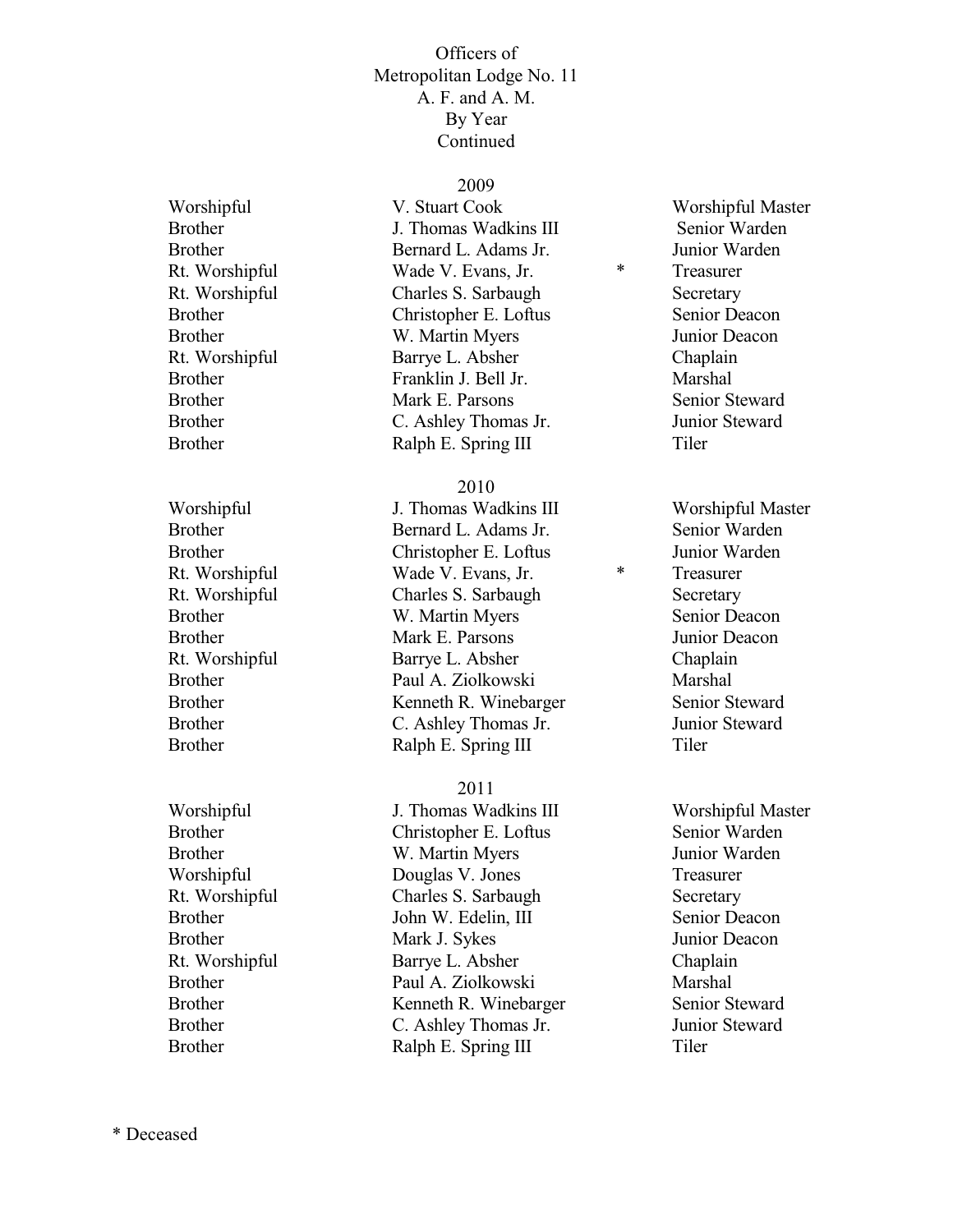# Officers of Metropolitan Lodge No. 11 A. F. and A. M. By Year Continued

## 2009

| Title | Name | | Office |
|---|---|---|---|
| Worshipful | V. Stuart Cook | | Worshipful Master |
| Brother | J. Thomas Wadkins III | | Senior Warden |
| Brother | Bernard L. Adams Jr. | | Junior Warden |
| Rt. Worshipful | Wade V. Evans, Jr. | * | Treasurer |
| Rt. Worshipful | Charles S. Sarbaugh | | Secretary |
| Brother | Christopher E. Loftus | | Senior Deacon |
| Brother | W. Martin Myers | | Junior Deacon |
| Rt. Worshipful | Barrye L. Absher | | Chaplain |
| Brother | Franklin J. Bell Jr. | | Marshal |
| Brother | Mark E. Parsons | | Senior Steward |
| Brother | C. Ashley Thomas Jr. | | Junior Steward |
| Brother | Ralph E. Spring III | | Tiler |

## 2010

| Title | Name | | Office |
|---|---|---|---|
| Worshipful | J. Thomas Wadkins III | | Worshipful Master |
| Brother | Bernard L. Adams Jr. | | Senior Warden |
| Brother | Christopher E. Loftus | | Junior Warden |
| Rt. Worshipful | Wade V. Evans, Jr. | * | Treasurer |
| Rt. Worshipful | Charles S. Sarbaugh | | Secretary |
| Brother | W. Martin Myers | | Senior Deacon |
| Brother | Mark E. Parsons | | Junior Deacon |
| Rt. Worshipful | Barrye L. Absher | | Chaplain |
| Brother | Paul A. Ziolkowski | | Marshal |
| Brother | Kenneth R. Winebarger | | Senior Steward |
| Brother | C. Ashley Thomas Jr. | | Junior Steward |
| Brother | Ralph E. Spring III | | Tiler |

## 2011

| Title | Name | | Office |
|---|---|---|---|
| Worshipful | J. Thomas Wadkins III | | Worshipful Master |
| Brother | Christopher E. Loftus | | Senior Warden |
| Brother | W. Martin Myers | | Junior Warden |
| Worshipful | Douglas V. Jones | | Treasurer |
| Rt. Worshipful | Charles S. Sarbaugh | | Secretary |
| Brother | John W. Edelin, III | | Senior Deacon |
| Brother | Mark J. Sykes | | Junior Deacon |
| Rt. Worshipful | Barrye L. Absher | | Chaplain |
| Brother | Paul A. Ziolkowski | | Marshal |
| Brother | Kenneth R. Winebarger | | Senior Steward |
| Brother | C. Ashley Thomas Jr. | | Junior Steward |
| Brother | Ralph E. Spring III | | Tiler |

\* Deceased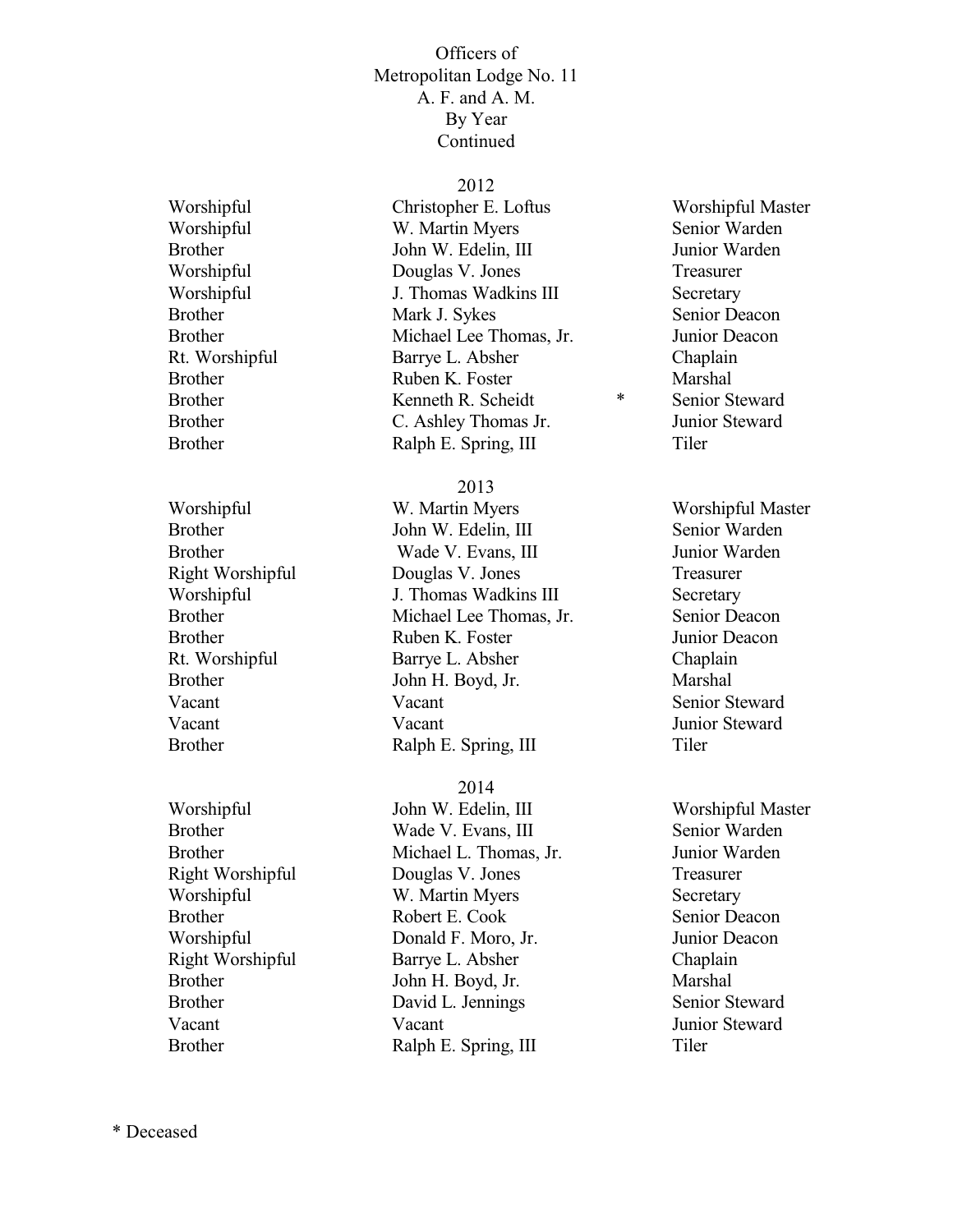Officers of
Metropolitan Lodge No. 11
A. F. and A. M.
By Year
Continued

## 2012

| | | | |
|---|---|---|---|
| Worshipful | Christopher E. Loftus | | Worshipful Master |
| Worshipful | W. Martin Myers | | Senior Warden |
| Brother | John W. Edelin, III | | Junior Warden |
| Worshipful | Douglas V. Jones | | Treasurer |
| Worshipful | J. Thomas Wadkins III | | Secretary |
| Brother | Mark J. Sykes | | Senior Deacon |
| Brother | Michael Lee Thomas, Jr. | | Junior Deacon |
| Rt. Worshipful | Barrye L. Absher | | Chaplain |
| Brother | Ruben K. Foster | | Marshal |
| Brother | Kenneth R. Scheidt | * | Senior Steward |
| Brother | C. Ashley Thomas Jr. | | Junior Steward |
| Brother | Ralph E. Spring, III | | Tiler |

## 2013

| | | |
|---|---|---|
| Worshipful | W. Martin Myers | Worshipful Master |
| Brother | John W. Edelin, III | Senior Warden |
| Brother | Wade V. Evans, III | Junior Warden |
| Right Worshipful | Douglas V. Jones | Treasurer |
| Worshipful | J. Thomas Wadkins III | Secretary |
| Brother | Michael Lee Thomas, Jr. | Senior Deacon |
| Brother | Ruben K. Foster | Junior Deacon |
| Rt. Worshipful | Barrye L. Absher | Chaplain |
| Brother | John H. Boyd, Jr. | Marshal |
| Vacant | Vacant | Senior Steward |
| Vacant | Vacant | Junior Steward |
| Brother | Ralph E. Spring, III | Tiler |

## 2014

| | | |
|---|---|---|
| Worshipful | John W. Edelin, III | Worshipful Master |
| Brother | Wade V. Evans, III | Senior Warden |
| Brother | Michael L. Thomas, Jr. | Junior Warden |
| Right Worshipful | Douglas V. Jones | Treasurer |
| Worshipful | W. Martin Myers | Secretary |
| Brother | Robert E. Cook | Senior Deacon |
| Worshipful | Donald F. Moro, Jr. | Junior Deacon |
| Right Worshipful | Barrye L. Absher | Chaplain |
| Brother | John H. Boyd, Jr. | Marshal |
| Brother | David L. Jennings | Senior Steward |
| Vacant | Vacant | Junior Steward |
| Brother | Ralph E. Spring, III | Tiler |

\* Deceased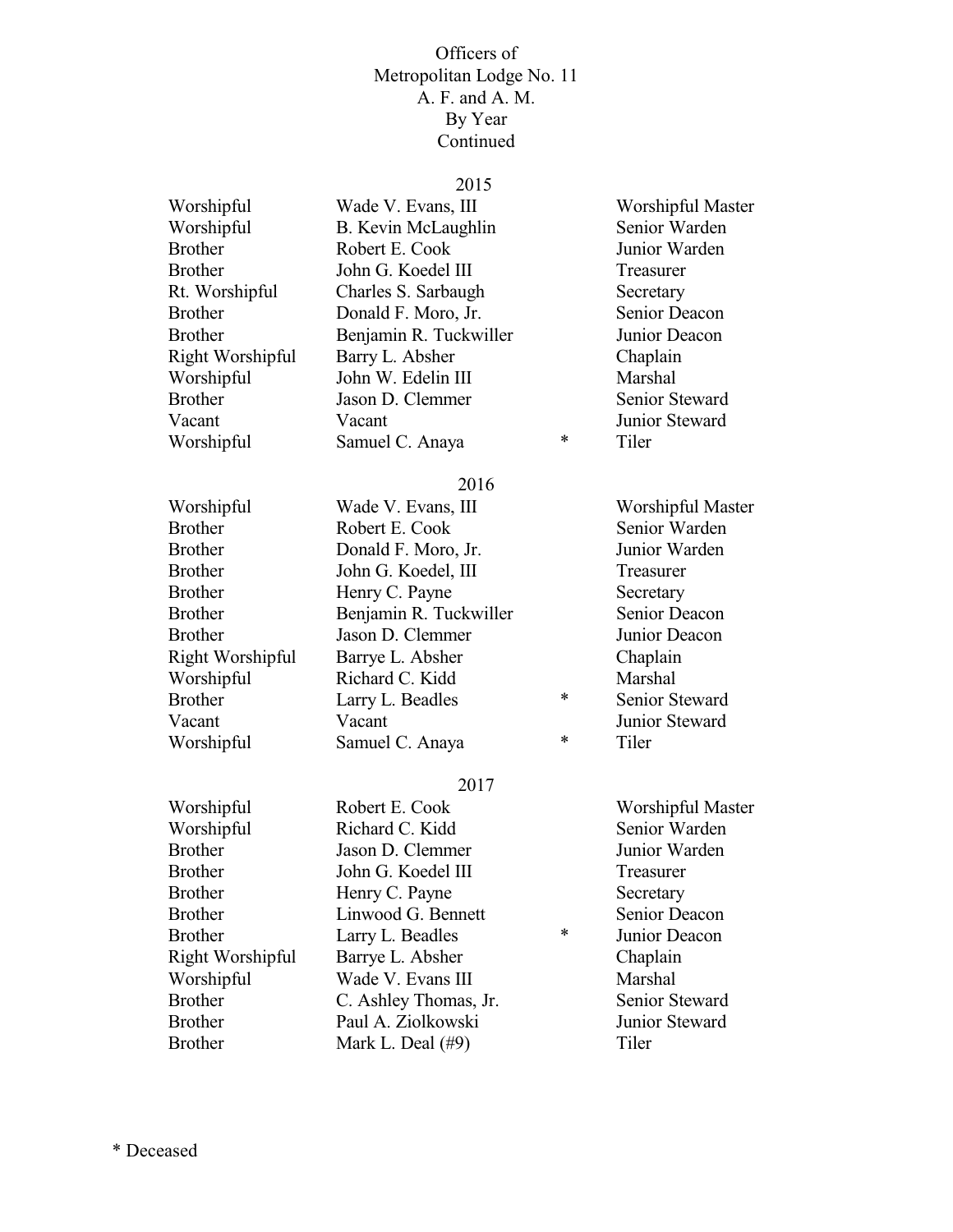Officers of
Metropolitan Lodge No. 11
A. F. and A. M.
By Year
Continued

## 2015

| | | | |
|---|---|---|---|
| Worshipful | Wade V. Evans, III | | Worshipful Master |
| Worshipful | B. Kevin McLaughlin | | Senior Warden |
| Brother | Robert E. Cook | | Junior Warden |
| Brother | John G. Koedel III | | Treasurer |
| Rt. Worshipful | Charles S. Sarbaugh | | Secretary |
| Brother | Donald F. Moro, Jr. | | Senior Deacon |
| Brother | Benjamin R. Tuckwiller | | Junior Deacon |
| Right Worshipful | Barry L. Absher | | Chaplain |
| Worshipful | John W. Edelin III | | Marshal |
| Brother | Jason D. Clemmer | | Senior Steward |
| Vacant | Vacant | | Junior Steward |
| Worshipful | Samuel C. Anaya | * | Tiler |

## 2016

| | | | |
|---|---|---|---|
| Worshipful | Wade V. Evans, III | | Worshipful Master |
| Brother | Robert E. Cook | | Senior Warden |
| Brother | Donald F. Moro, Jr. | | Junior Warden |
| Brother | John G. Koedel, III | | Treasurer |
| Brother | Henry C. Payne | | Secretary |
| Brother | Benjamin R. Tuckwiller | | Senior Deacon |
| Brother | Jason D. Clemmer | | Junior Deacon |
| Right Worshipful | Barrye L. Absher | | Chaplain |
| Worshipful | Richard C. Kidd | | Marshal |
| Brother | Larry L. Beadles | * | Senior Steward |
| Vacant | Vacant | | Junior Steward |
| Worshipful | Samuel C. Anaya | * | Tiler |

## 2017

| | | | |
|---|---|---|---|
| Worshipful | Robert E. Cook | | Worshipful Master |
| Worshipful | Richard C. Kidd | | Senior Warden |
| Brother | Jason D. Clemmer | | Junior Warden |
| Brother | John G. Koedel III | | Treasurer |
| Brother | Henry C. Payne | | Secretary |
| Brother | Linwood G. Bennett | | Senior Deacon |
| Brother | Larry L. Beadles | * | Junior Deacon |
| Right Worshipful | Barrye L. Absher | | Chaplain |
| Worshipful | Wade V. Evans III | | Marshal |
| Brother | C. Ashley Thomas, Jr. | | Senior Steward |
| Brother | Paul A. Ziolkowski | | Junior Steward |
| Brother | Mark L. Deal (#9) | | Tiler |

* Deceased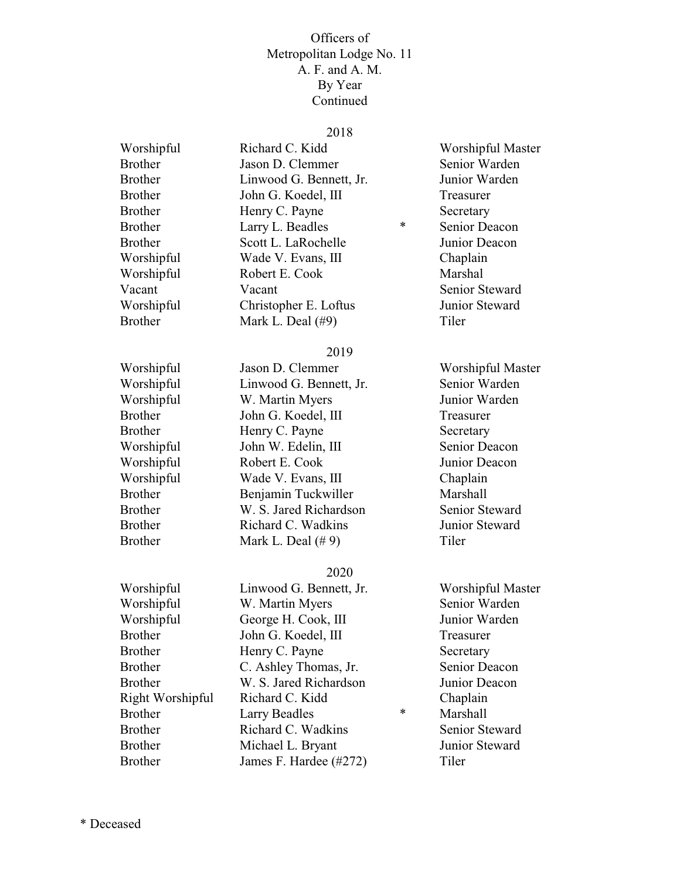Officers of
Metropolitan Lodge No. 11
A. F. and A. M.
By Year
Continued

## 2018

| | | | |
|---|---|---|---|
| Worshipful | Richard C. Kidd | | Worshipful Master |
| Brother | Jason D. Clemmer | | Senior Warden |
| Brother | Linwood G. Bennett, Jr. | | Junior Warden |
| Brother | John G. Koedel, III | | Treasurer |
| Brother | Henry C. Payne | | Secretary |
| Brother | Larry L. Beadles | * | Senior Deacon |
| Brother | Scott L. LaRochelle | | Junior Deacon |
| Worshipful | Wade V. Evans, III | | Chaplain |
| Worshipful | Robert E. Cook | | Marshal |
| Vacant | Vacant | | Senior Steward |
| Worshipful | Christopher E. Loftus | | Junior Steward |
| Brother | Mark L. Deal (#9) | | Tiler |

## 2019

| | | | |
|---|---|---|---|
| Worshipful | Jason D. Clemmer | | Worshipful Master |
| Worshipful | Linwood G. Bennett, Jr. | | Senior Warden |
| Worshipful | W. Martin Myers | | Junior Warden |
| Brother | John G. Koedel, III | | Treasurer |
| Brother | Henry C. Payne | | Secretary |
| Worshipful | John W. Edelin, III | | Senior Deacon |
| Worshipful | Robert E. Cook | | Junior Deacon |
| Worshipful | Wade V. Evans, III | | Chaplain |
| Brother | Benjamin Tuckwiller | | Marshall |
| Brother | W. S. Jared Richardson | | Senior Steward |
| Brother | Richard C. Wadkins | | Junior Steward |
| Brother | Mark L. Deal (# 9) | | Tiler |

## 2020

| | | | |
|---|---|---|---|
| Worshipful | Linwood G. Bennett, Jr. | | Worshipful Master |
| Worshipful | W. Martin Myers | | Senior Warden |
| Worshipful | George H. Cook, III | | Junior Warden |
| Brother | John G. Koedel, III | | Treasurer |
| Brother | Henry C. Payne | | Secretary |
| Brother | C. Ashley Thomas, Jr. | | Senior Deacon |
| Brother | W. S. Jared Richardson | | Junior Deacon |
| Right Worshipful | Richard C. Kidd | | Chaplain |
| Brother | Larry Beadles | * | Marshall |
| Brother | Richard C. Wadkins | | Senior Steward |
| Brother | Michael L. Bryant | | Junior Steward |
| Brother | James F. Hardee (#272) | | Tiler |

* Deceased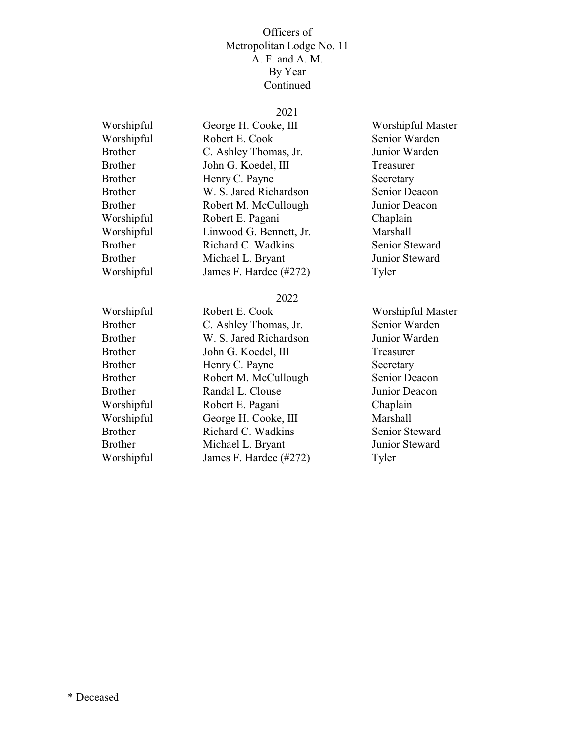Officers of
Metropolitan Lodge No. 11
A. F. and A. M.
By Year
Continued

## 2021

| | | |
|---|---|---|
| Worshipful | George H. Cooke, III | Worshipful Master |
| Worshipful | Robert E. Cook | Senior Warden |
| Brother | C. Ashley Thomas, Jr. | Junior Warden |
| Brother | John G. Koedel, III | Treasurer |
| Brother | Henry C. Payne | Secretary |
| Brother | W. S. Jared Richardson | Senior Deacon |
| Brother | Robert M. McCullough | Junior Deacon |
| Worshipful | Robert E. Pagani | Chaplain |
| Worshipful | Linwood G. Bennett, Jr. | Marshall |
| Brother | Richard C. Wadkins | Senior Steward |
| Brother | Michael L. Bryant | Junior Steward |
| Worshipful | James F. Hardee (#272) | Tyler |

## 2022

| | | |
|---|---|---|
| Worshipful | Robert E. Cook | Worshipful Master |
| Brother | C. Ashley Thomas, Jr. | Senior Warden |
| Brother | W. S. Jared Richardson | Junior Warden |
| Brother | John G. Koedel, III | Treasurer |
| Brother | Henry C. Payne | Secretary |
| Brother | Robert M. McCullough | Senior Deacon |
| Brother | Randal L. Clouse | Junior Deacon |
| Worshipful | Robert E. Pagani | Chaplain |
| Worshipful | George H. Cooke, III | Marshall |
| Brother | Richard C. Wadkins | Senior Steward |
| Brother | Michael L. Bryant | Junior Steward |
| Worshipful | James F. Hardee (#272) | Tyler |

* Deceased